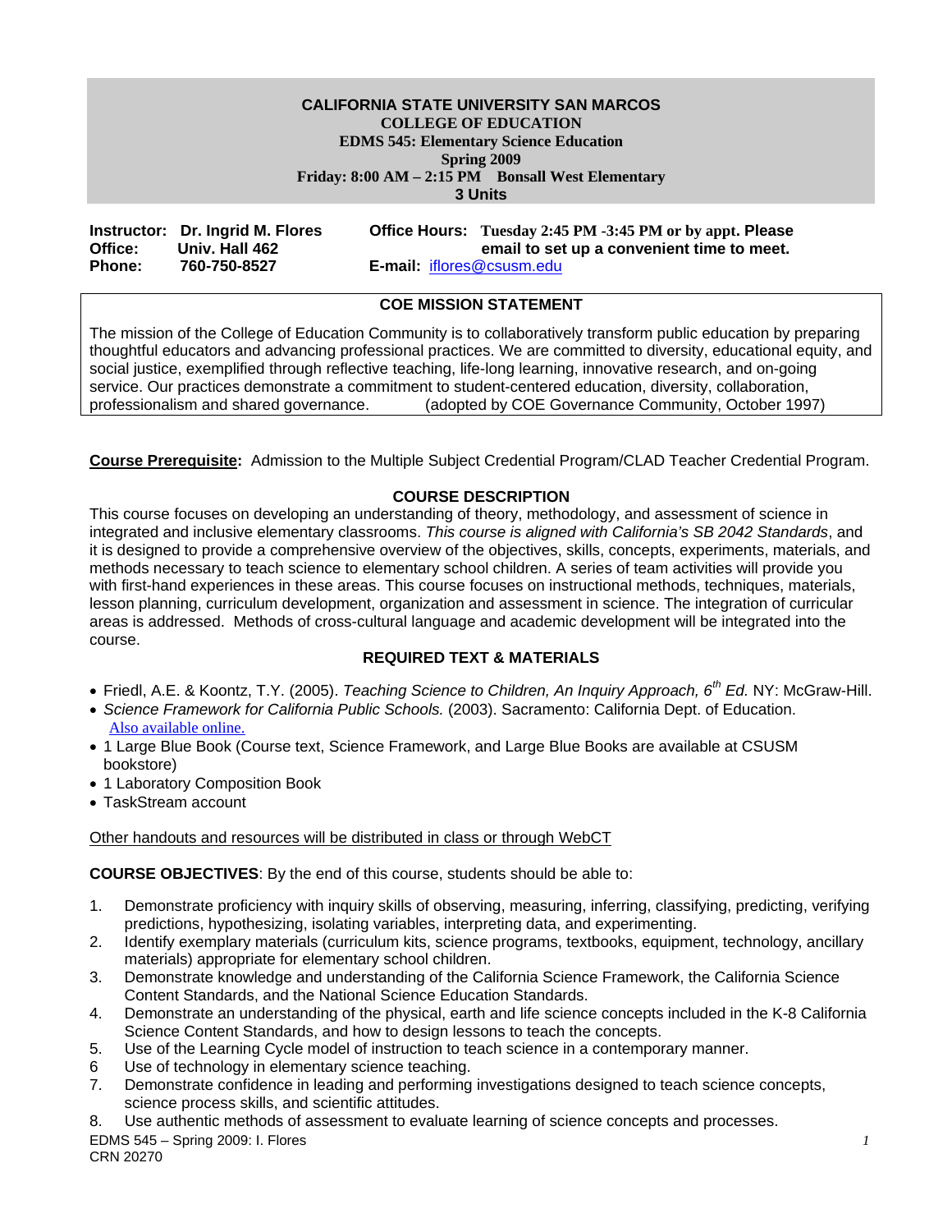**CALIFORNIA STATE UNIVERSITY SAN MARCOS**
**COLLEGE OF EDUCATION**
**EDMS 545: Elementary Science Education**
**Spring 2009**
**Friday: 8:00 AM – 2:15 PM Bonsall West Elementary**
**3 Units**

**Instructor:** **Dr. Ingrid M. Flores**
**Office:** **Univ. Hall 462**
**Phone:** **760-750-8527**

**Office Hours:** **Tuesday 2:45 PM -3:45 PM or by appt. Please email to set up a convenient time to meet.**
**E-mail:** iflores@csusm.edu

## COE MISSION STATEMENT

The mission of the College of Education Community is to collaboratively transform public education by preparing thoughtful educators and advancing professional practices. We are committed to diversity, educational equity, and social justice, exemplified through reflective teaching, life-long learning, innovative research, and on-going service. Our practices demonstrate a commitment to student-centered education, diversity, collaboration, professionalism and shared governance. (adopted by COE Governance Community, October 1997)

**Course Prerequisite:** Admission to the Multiple Subject Credential Program/CLAD Teacher Credential Program.

## COURSE DESCRIPTION

This course focuses on developing an understanding of theory, methodology, and assessment of science in integrated and inclusive elementary classrooms. *This course is aligned with California's SB 2042 Standards*, and it is designed to provide a comprehensive overview of the objectives, skills, concepts, experiments, materials, and methods necessary to teach science to elementary school children. A series of team activities will provide you with first-hand experiences in these areas. This course focuses on instructional methods, techniques, materials, lesson planning, curriculum development, organization and assessment in science. The integration of curricular areas is addressed. Methods of cross-cultural language and academic development will be integrated into the course.

## REQUIRED TEXT & MATERIALS

- Friedl, A.E. & Koontz, T.Y. (2005). *Teaching Science to Children, An Inquiry Approach, 6th Ed.* NY: McGraw-Hill.
- *Science Framework for California Public Schools.* (2003). Sacramento: California Dept. of Education. Also available online.
- 1 Large Blue Book (Course text, Science Framework, and Large Blue Books are available at CSUSM bookstore)
- 1 Laboratory Composition Book
- TaskStream account

Other handouts and resources will be distributed in class or through WebCT

**COURSE OBJECTIVES**: By the end of this course, students should be able to:

1. Demonstrate proficiency with inquiry skills of observing, measuring, inferring, classifying, predicting, verifying predictions, hypothesizing, isolating variables, interpreting data, and experimenting.
2. Identify exemplary materials (curriculum kits, science programs, textbooks, equipment, technology, ancillary materials) appropriate for elementary school children.
3. Demonstrate knowledge and understanding of the California Science Framework, the California Science Content Standards, and the National Science Education Standards.
4. Demonstrate an understanding of the physical, earth and life science concepts included in the K-8 California Science Content Standards, and how to design lessons to teach the concepts.
5. Use of the Learning Cycle model of instruction to teach science in a contemporary manner.
6. Use of technology in elementary science teaching.
7. Demonstrate confidence in leading and performing investigations designed to teach science concepts, science process skills, and scientific attitudes.
8. Use authentic methods of assessment to evaluate learning of science concepts and processes.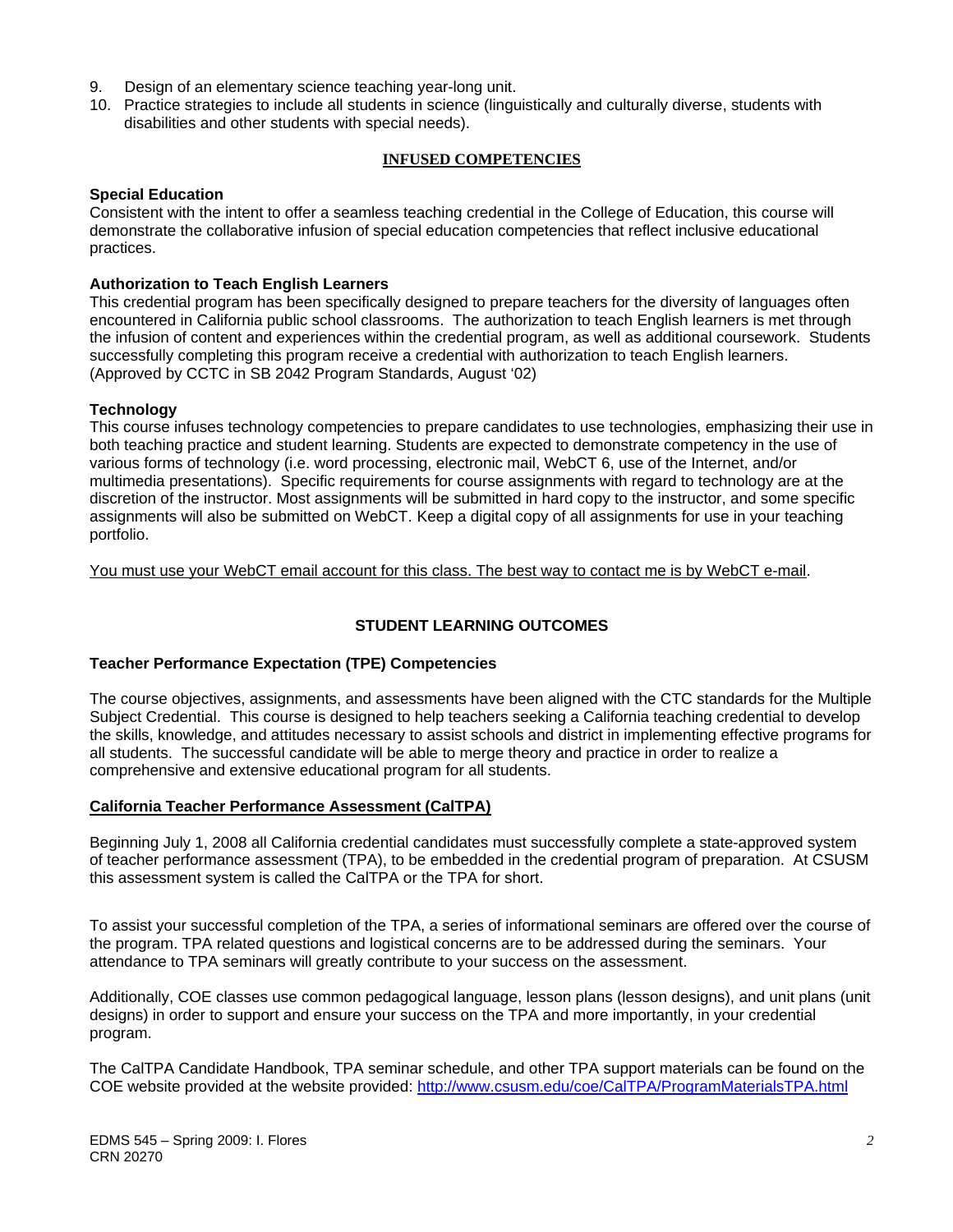9. Design of an elementary science teaching year-long unit.
10. Practice strategies to include all students in science (linguistically and culturally diverse, students with disabilities and other students with special needs).

## INFUSED COMPETENCIES

**Special Education**
Consistent with the intent to offer a seamless teaching credential in the College of Education, this course will demonstrate the collaborative infusion of special education competencies that reflect inclusive educational practices.

**Authorization to Teach English Learners**
This credential program has been specifically designed to prepare teachers for the diversity of languages often encountered in California public school classrooms. The authorization to teach English learners is met through the infusion of content and experiences within the credential program, as well as additional coursework. Students successfully completing this program receive a credential with authorization to teach English learners. (Approved by CCTC in SB 2042 Program Standards, August '02)

**Technology**
This course infuses technology competencies to prepare candidates to use technologies, emphasizing their use in both teaching practice and student learning. Students are expected to demonstrate competency in the use of various forms of technology (i.e. word processing, electronic mail, WebCT 6, use of the Internet, and/or multimedia presentations). Specific requirements for course assignments with regard to technology are at the discretion of the instructor. Most assignments will be submitted in hard copy to the instructor, and some specific assignments will also be submitted on WebCT. Keep a digital copy of all assignments for use in your teaching portfolio.

You must use your WebCT email account for this class. The best way to contact me is by WebCT e-mail.

## STUDENT LEARNING OUTCOMES

**Teacher Performance Expectation (TPE) Competencies**

The course objectives, assignments, and assessments have been aligned with the CTC standards for the Multiple Subject Credential. This course is designed to help teachers seeking a California teaching credential to develop the skills, knowledge, and attitudes necessary to assist schools and district in implementing effective programs for all students. The successful candidate will be able to merge theory and practice in order to realize a comprehensive and extensive educational program for all students.

**California Teacher Performance Assessment (CalTPA)**

Beginning July 1, 2008 all California credential candidates must successfully complete a state-approved system of teacher performance assessment (TPA), to be embedded in the credential program of preparation. At CSUSM this assessment system is called the CalTPA or the TPA for short.

To assist your successful completion of the TPA, a series of informational seminars are offered over the course of the program. TPA related questions and logistical concerns are to be addressed during the seminars. Your attendance to TPA seminars will greatly contribute to your success on the assessment.

Additionally, COE classes use common pedagogical language, lesson plans (lesson designs), and unit plans (unit designs) in order to support and ensure your success on the TPA and more importantly, in your credential program.

The CalTPA Candidate Handbook, TPA seminar schedule, and other TPA support materials can be found on the COE website provided at the website provided: http://www.csusm.edu/coe/CalTPA/ProgramMaterialsTPA.html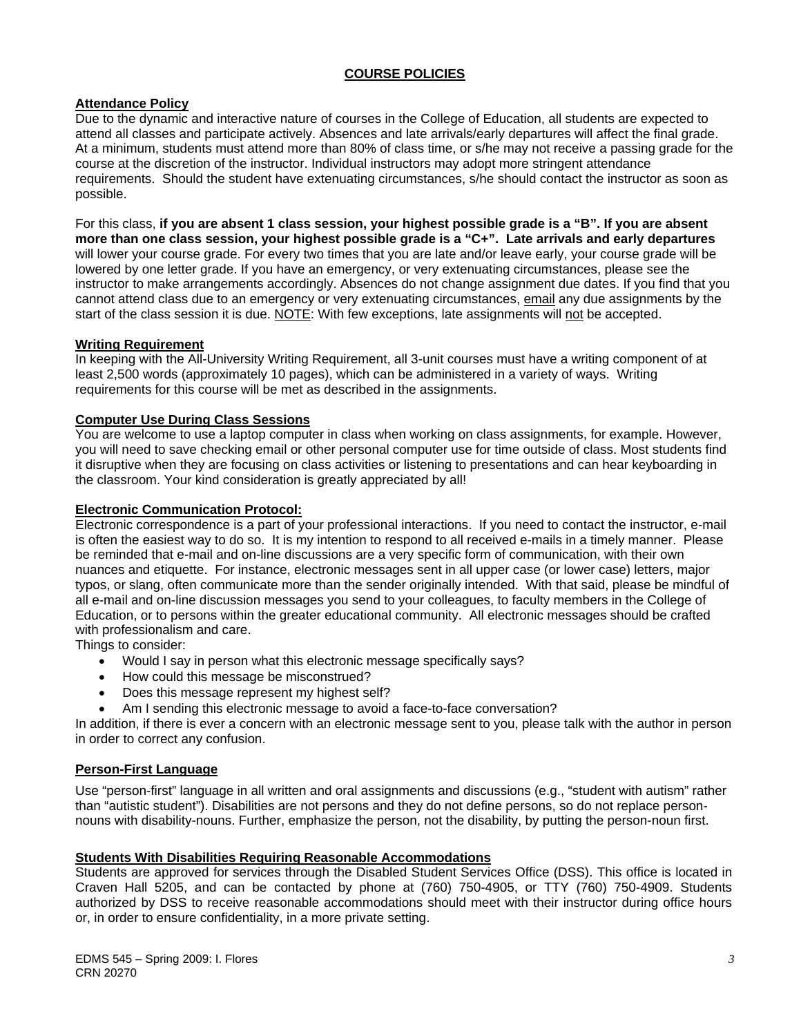## COURSE POLICIES

**Attendance Policy**

Due to the dynamic and interactive nature of courses in the College of Education, all students are expected to attend all classes and participate actively. Absences and late arrivals/early departures will affect the final grade. At a minimum, students must attend more than 80% of class time, or s/he may not receive a passing grade for the course at the discretion of the instructor. Individual instructors may adopt more stringent attendance requirements. Should the student have extenuating circumstances, s/he should contact the instructor as soon as possible.

For this class, **if you are absent 1 class session, your highest possible grade is a "B". If you are absent more than one class session, your highest possible grade is a "C+". Late arrivals and early departures** will lower your course grade. For every two times that you are late and/or leave early, your course grade will be lowered by one letter grade. If you have an emergency, or very extenuating circumstances, please see the instructor to make arrangements accordingly. Absences do not change assignment due dates. If you find that you cannot attend class due to an emergency or very extenuating circumstances, email any due assignments by the start of the class session it is due. NOTE: With few exceptions, late assignments will not be accepted.

**Writing Requirement**

In keeping with the All-University Writing Requirement, all 3-unit courses must have a writing component of at least 2,500 words (approximately 10 pages), which can be administered in a variety of ways. Writing requirements for this course will be met as described in the assignments.

**Computer Use During Class Sessions**

You are welcome to use a laptop computer in class when working on class assignments, for example. However, you will need to save checking email or other personal computer use for time outside of class. Most students find it disruptive when they are focusing on class activities or listening to presentations and can hear keyboarding in the classroom. Your kind consideration is greatly appreciated by all!

**Electronic Communication Protocol:**

Electronic correspondence is a part of your professional interactions. If you need to contact the instructor, e-mail is often the easiest way to do so. It is my intention to respond to all received e-mails in a timely manner. Please be reminded that e-mail and on-line discussions are a very specific form of communication, with their own nuances and etiquette. For instance, electronic messages sent in all upper case (or lower case) letters, major typos, or slang, often communicate more than the sender originally intended. With that said, please be mindful of all e-mail and on-line discussion messages you send to your colleagues, to faculty members in the College of Education, or to persons within the greater educational community. All electronic messages should be crafted with professionalism and care.

Things to consider:

- Would I say in person what this electronic message specifically says?
- How could this message be misconstrued?
- Does this message represent my highest self?
- Am I sending this electronic message to avoid a face-to-face conversation?

In addition, if there is ever a concern with an electronic message sent to you, please talk with the author in person in order to correct any confusion.

**Person-First Language**

Use "person-first" language in all written and oral assignments and discussions (e.g., "student with autism" rather than "autistic student"). Disabilities are not persons and they do not define persons, so do not replace person-nouns with disability-nouns. Further, emphasize the person, not the disability, by putting the person-noun first.

**Students With Disabilities Requiring Reasonable Accommodations**

Students are approved for services through the Disabled Student Services Office (DSS). This office is located in Craven Hall 5205, and can be contacted by phone at (760) 750-4905, or TTY (760) 750-4909. Students authorized by DSS to receive reasonable accommodations should meet with their instructor during office hours or, in order to ensure confidentiality, in a more private setting.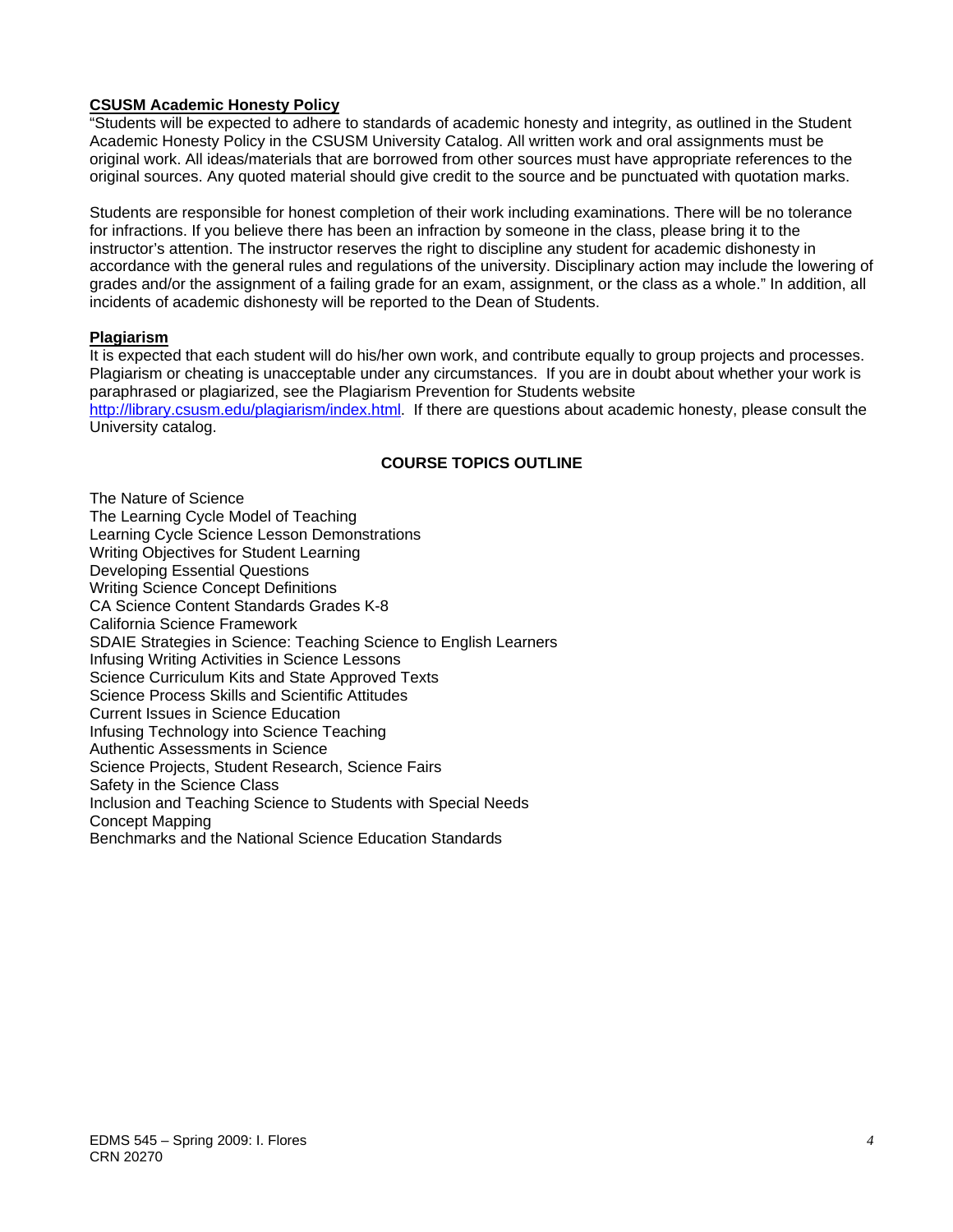**CSUSM Academic Honesty Policy**

"Students will be expected to adhere to standards of academic honesty and integrity, as outlined in the Student Academic Honesty Policy in the CSUSM University Catalog. All written work and oral assignments must be original work. All ideas/materials that are borrowed from other sources must have appropriate references to the original sources. Any quoted material should give credit to the source and be punctuated with quotation marks.

Students are responsible for honest completion of their work including examinations. There will be no tolerance for infractions. If you believe there has been an infraction by someone in the class, please bring it to the instructor's attention. The instructor reserves the right to discipline any student for academic dishonesty in accordance with the general rules and regulations of the university. Disciplinary action may include the lowering of grades and/or the assignment of a failing grade for an exam, assignment, or the class as a whole." In addition, all incidents of academic dishonesty will be reported to the Dean of Students.

**Plagiarism**

It is expected that each student will do his/her own work, and contribute equally to group projects and processes. Plagiarism or cheating is unacceptable under any circumstances. If you are in doubt about whether your work is paraphrased or plagiarized, see the Plagiarism Prevention for Students website http://library.csusm.edu/plagiarism/index.html. If there are questions about academic honesty, please consult the University catalog.

## COURSE TOPICS OUTLINE

The Nature of Science
The Learning Cycle Model of Teaching
Learning Cycle Science Lesson Demonstrations
Writing Objectives for Student Learning
Developing Essential Questions
Writing Science Concept Definitions
CA Science Content Standards Grades K-8
California Science Framework
SDAIE Strategies in Science: Teaching Science to English Learners
Infusing Writing Activities in Science Lessons
Science Curriculum Kits and State Approved Texts
Science Process Skills and Scientific Attitudes
Current Issues in Science Education
Infusing Technology into Science Teaching
Authentic Assessments in Science
Science Projects, Student Research, Science Fairs
Safety in the Science Class
Inclusion and Teaching Science to Students with Special Needs
Concept Mapping
Benchmarks and the National Science Education Standards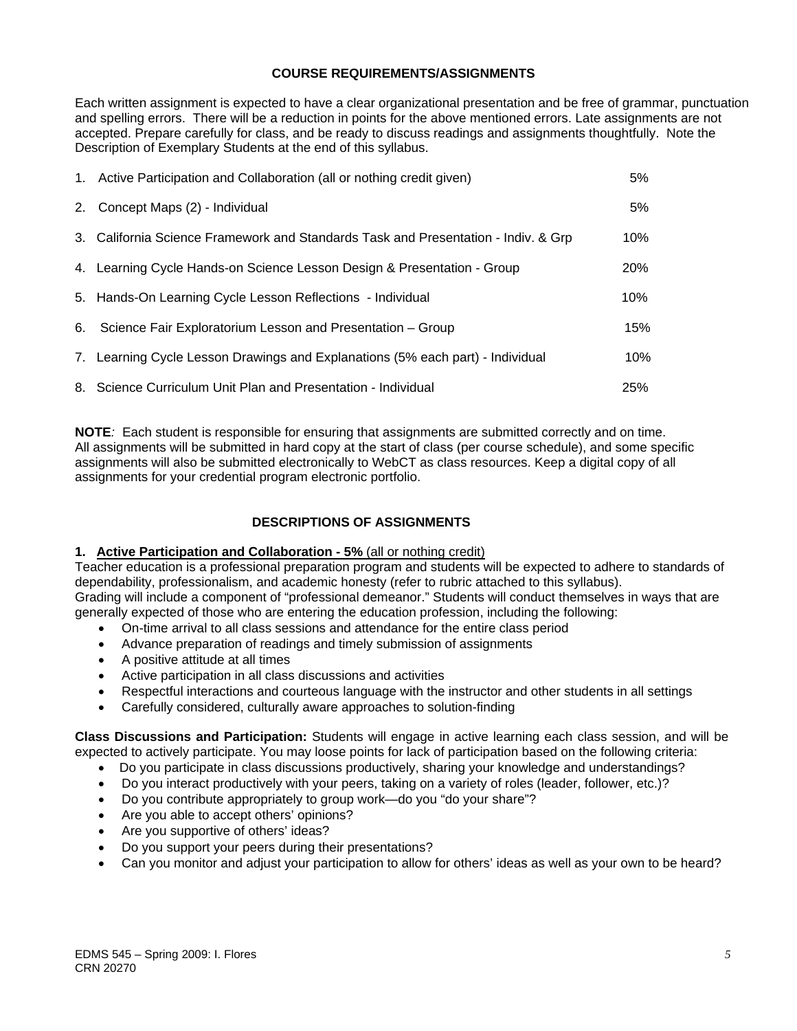## COURSE REQUIREMENTS/ASSIGNMENTS

Each written assignment is expected to have a clear organizational presentation and be free of grammar, punctuation and spelling errors. There will be a reduction in points for the above mentioned errors. Late assignments are not accepted. Prepare carefully for class, and be ready to discuss readings and assignments thoughtfully. Note the Description of Exemplary Students at the end of this syllabus.

| | |
|---|---|
| 1. Active Participation and Collaboration (all or nothing credit given) | 5% |
| 2. Concept Maps (2) - Individual | 5% |
| 3. California Science Framework and Standards Task and Presentation - Indiv. & Grp | 10% |
| 4. Learning Cycle Hands-on Science Lesson Design & Presentation - Group | 20% |
| 5. Hands-On Learning Cycle Lesson Reflections - Individual | 10% |
| 6. Science Fair Exploratorium Lesson and Presentation – Group | 15% |
| 7. Learning Cycle Lesson Drawings and Explanations (5% each part) - Individual | 10% |
| 8. Science Curriculum Unit Plan and Presentation - Individual | 25% |

**NOTE***:* Each student is responsible for ensuring that assignments are submitted correctly and on time. All assignments will be submitted in hard copy at the start of class (per course schedule), and some specific assignments will also be submitted electronically to WebCT as class resources. Keep a digital copy of all assignments for your credential program electronic portfolio.

## DESCRIPTIONS OF ASSIGNMENTS

**1. <u>Active Participation and Collaboration - 5%</u>** <u>(all or nothing credit)</u>

Teacher education is a professional preparation program and students will be expected to adhere to standards of dependability, professionalism, and academic honesty (refer to rubric attached to this syllabus).
Grading will include a component of "professional demeanor." Students will conduct themselves in ways that are generally expected of those who are entering the education profession, including the following:

- On-time arrival to all class sessions and attendance for the entire class period
- Advance preparation of readings and timely submission of assignments
- A positive attitude at all times
- Active participation in all class discussions and activities
- Respectful interactions and courteous language with the instructor and other students in all settings
- Carefully considered, culturally aware approaches to solution-finding

**Class Discussions and Participation:** Students will engage in active learning each class session, and will be expected to actively participate. You may loose points for lack of participation based on the following criteria:

- Do you participate in class discussions productively, sharing your knowledge and understandings?
- Do you interact productively with your peers, taking on a variety of roles (leader, follower, etc.)?
- Do you contribute appropriately to group work—do you "do your share"?
- Are you able to accept others' opinions?
- Are you supportive of others' ideas?
- Do you support your peers during their presentations?
- Can you monitor and adjust your participation to allow for others' ideas as well as your own to be heard?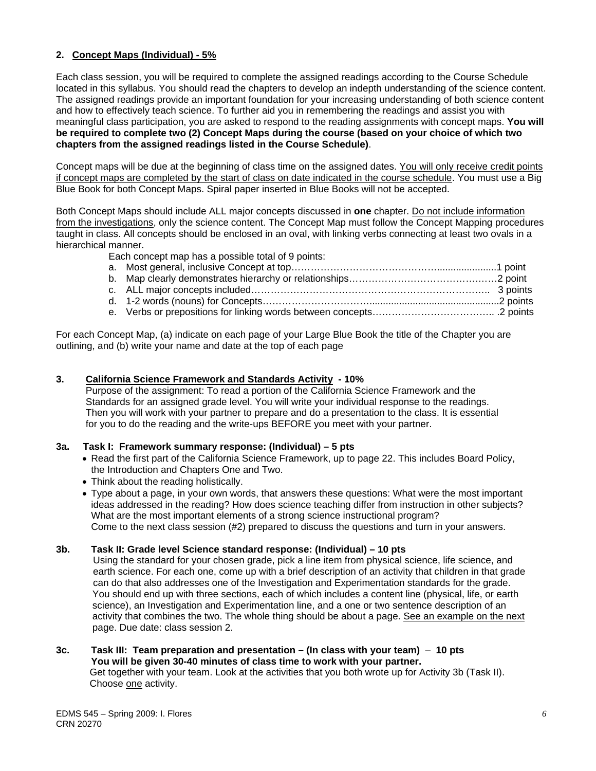## 2. Concept Maps (Individual) - 5%

Each class session, you will be required to complete the assigned readings according to the Course Schedule located in this syllabus. You should read the chapters to develop an indepth understanding of the science content. The assigned readings provide an important foundation for your increasing understanding of both science content and how to effectively teach science. To further aid you in remembering the readings and assist you with meaningful class participation, you are asked to respond to the reading assignments with concept maps. **You will be required to complete two (2) Concept Maps during the course (based on your choice of which two chapters from the assigned readings listed in the Course Schedule)**.

Concept maps will be due at the beginning of class time on the assigned dates. <u>You will only receive credit points if concept maps are completed by the start of class on date indicated in the course schedule</u>. You must use a Big Blue Book for both Concept Maps. Spiral paper inserted in Blue Books will not be accepted.

Both Concept Maps should include ALL major concepts discussed in **one** chapter. <u>Do not include information from the investigations</u>, only the science content. The Concept Map must follow the Concept Mapping procedures taught in class. All concepts should be enclosed in an oval, with linking verbs connecting at least two ovals in a hierarchical manner.

Each concept map has a possible total of 9 points:

a. Most general, inclusive Concept at top……………………………………......................1 point
b. Map clearly demonstrates hierarchy or relationships………………………………………2 point
c. ALL major concepts included…………………………………………………………….. 3 points
d. 1-2 words (nouns) for Concepts…………………………….............................................2 points
e. Verbs or prepositions for linking words between concepts……………………………….. .2 points

For each Concept Map, (a) indicate on each page of your Large Blue Book the title of the Chapter you are outlining, and (b) write your name and date at the top of each page

## 3. California Science Framework and Standards Activity - 10%

Purpose of the assignment: To read a portion of the California Science Framework and the Standards for an assigned grade level. You will write your individual response to the readings. Then you will work with your partner to prepare and do a presentation to the class. It is essential for you to do the reading and the write-ups BEFORE you meet with your partner.

### 3a. Task I: Framework summary response: (Individual) – 5 pts

- Read the first part of the California Science Framework, up to page 22. This includes Board Policy, the Introduction and Chapters One and Two.
- Think about the reading holistically.
- Type about a page, in your own words, that answers these questions: What were the most important ideas addressed in the reading? How does science teaching differ from instruction in other subjects? What are the most important elements of a strong science instructional program? Come to the next class session (#2) prepared to discuss the questions and turn in your answers.

### 3b. Task II: Grade level Science standard response: (Individual) – 10 pts

Using the standard for your chosen grade, pick a line item from physical science, life science, and earth science. For each one, come up with a brief description of an activity that children in that grade can do that also addresses one of the Investigation and Experimentation standards for the grade. You should end up with three sections, each of which includes a content line (physical, life, or earth science), an Investigation and Experimentation line, and a one or two sentence description of an activity that combines the two. The whole thing should be about a page. <u>See an example on the next</u> page. Due date: class session 2.

### 3c. Task III: Team preparation and presentation – (In class with your team) – 10 pts

**You will be given 30-40 minutes of class time to work with your partner.**

Get together with your team. Look at the activities that you both wrote up for Activity 3b (Task II). Choose <u>one</u> activity.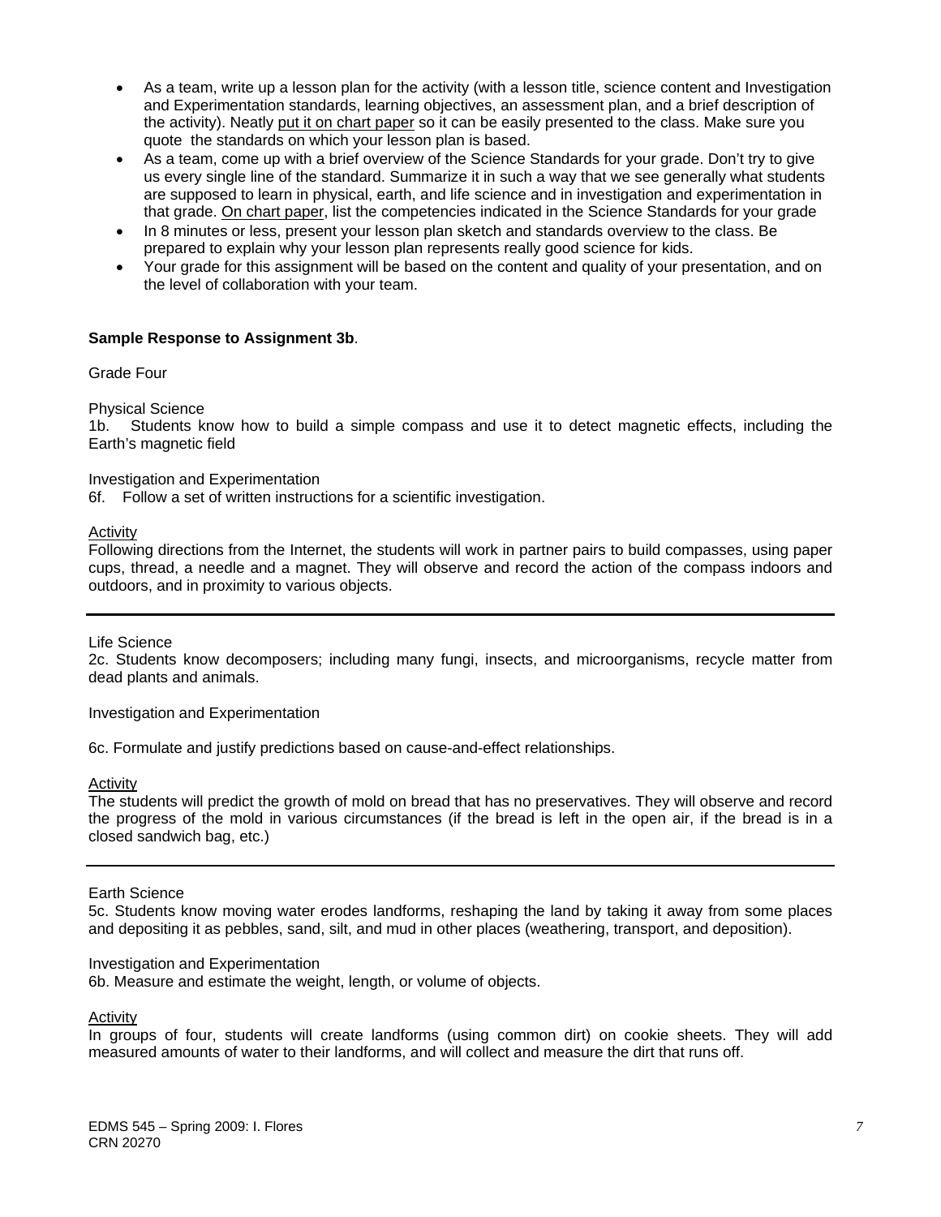- As a team, write up a lesson plan for the activity (with a lesson title, science content and Investigation and Experimentation standards, learning objectives, an assessment plan, and a brief description of the activity). Neatly put it on chart paper so it can be easily presented to the class. Make sure you quote the standards on which your lesson plan is based.
- As a team, come up with a brief overview of the Science Standards for your grade. Don't try to give us every single line of the standard. Summarize it in such a way that we see generally what students are supposed to learn in physical, earth, and life science and in investigation and experimentation in that grade. On chart paper, list the competencies indicated in the Science Standards for your grade
- In 8 minutes or less, present your lesson plan sketch and standards overview to the class. Be prepared to explain why your lesson plan represents really good science for kids.
- Your grade for this assignment will be based on the content and quality of your presentation, and on the level of collaboration with your team.

**Sample Response to Assignment 3b**.

Grade Four

Physical Science
1b. Students know how to build a simple compass and use it to detect magnetic effects, including the Earth's magnetic field

Investigation and Experimentation
6f. Follow a set of written instructions for a scientific investigation.

Activity
Following directions from the Internet, the students will work in partner pairs to build compasses, using paper cups, thread, a needle and a magnet. They will observe and record the action of the compass indoors and outdoors, and in proximity to various objects.

---

Life Science
2c. Students know decomposers; including many fungi, insects, and microorganisms, recycle matter from dead plants and animals.

Investigation and Experimentation

6c. Formulate and justify predictions based on cause-and-effect relationships.

Activity
The students will predict the growth of mold on bread that has no preservatives. They will observe and record the progress of the mold in various circumstances (if the bread is left in the open air, if the bread is in a closed sandwich bag, etc.)

---

Earth Science
5c. Students know moving water erodes landforms, reshaping the land by taking it away from some places and depositing it as pebbles, sand, silt, and mud in other places (weathering, transport, and deposition).

Investigation and Experimentation
6b. Measure and estimate the weight, length, or volume of objects.

Activity
In groups of four, students will create landforms (using common dirt) on cookie sheets. They will add measured amounts of water to their landforms, and will collect and measure the dirt that runs off.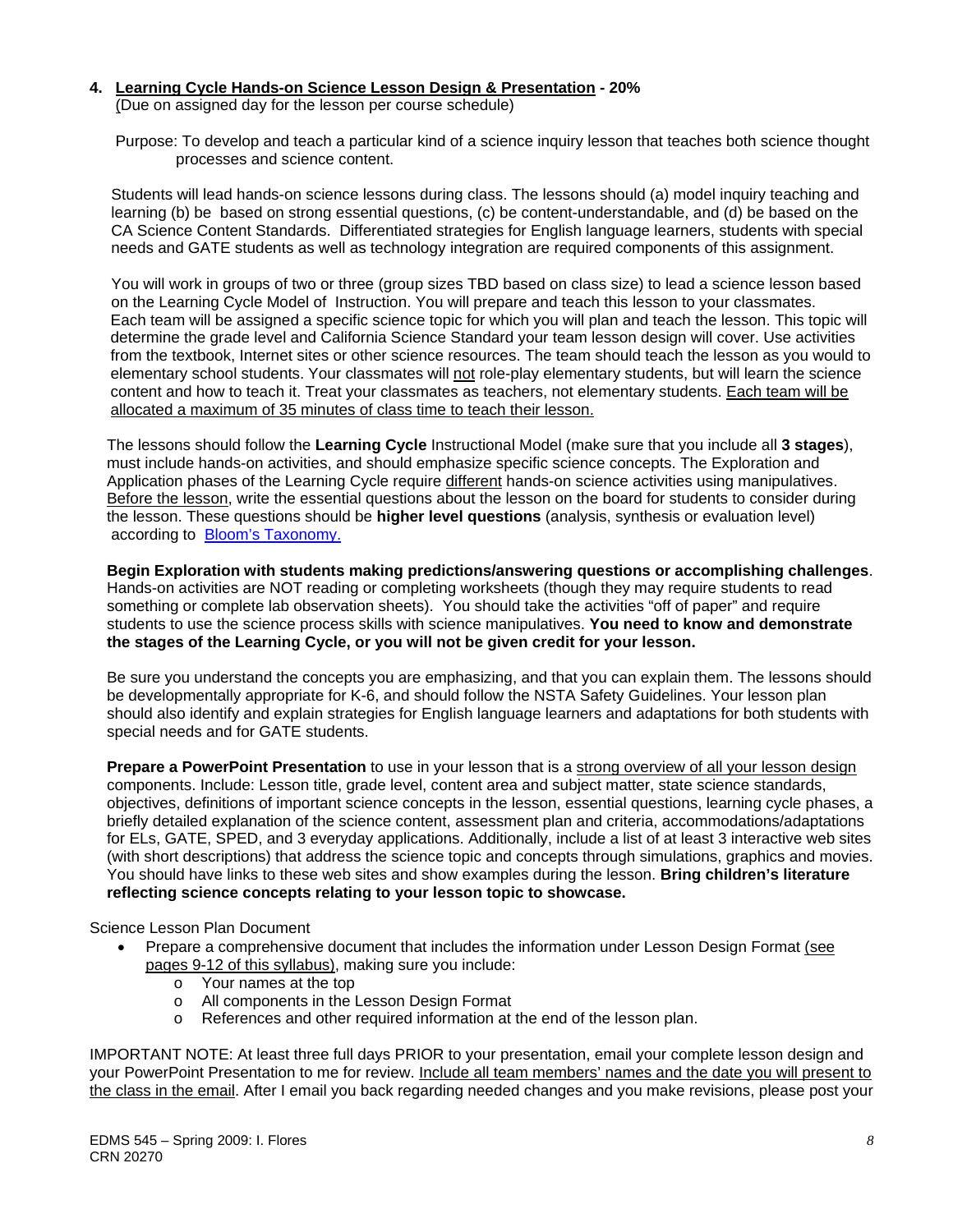### 4. Learning Cycle Hands-on Science Lesson Design & Presentation - 20%

(Due on assigned day for the lesson per course schedule)

Purpose: To develop and teach a particular kind of a science inquiry lesson that teaches both science thought processes and science content.

Students will lead hands-on science lessons during class. The lessons should (a) model inquiry teaching and learning (b) be based on strong essential questions, (c) be content-understandable, and (d) be based on the CA Science Content Standards. Differentiated strategies for English language learners, students with special needs and GATE students as well as technology integration are required components of this assignment.

You will work in groups of two or three (group sizes TBD based on class size) to lead a science lesson based on the Learning Cycle Model of Instruction. You will prepare and teach this lesson to your classmates. Each team will be assigned a specific science topic for which you will plan and teach the lesson. This topic will determine the grade level and California Science Standard your team lesson design will cover. Use activities from the textbook, Internet sites or other science resources. The team should teach the lesson as you would to elementary school students. Your classmates will not role-play elementary students, but will learn the science content and how to teach it. Treat your classmates as teachers, not elementary students. Each team will be allocated a maximum of 35 minutes of class time to teach their lesson.

The lessons should follow the **Learning Cycle** Instructional Model (make sure that you include all **3 stages**), must include hands-on activities, and should emphasize specific science concepts. The Exploration and Application phases of the Learning Cycle require different hands-on science activities using manipulatives. Before the lesson, write the essential questions about the lesson on the board for students to consider during the lesson. These questions should be **higher level questions** (analysis, synthesis or evaluation level) according to Bloom's Taxonomy.

**Begin Exploration with students making predictions/answering questions or accomplishing challenges**. Hands-on activities are NOT reading or completing worksheets (though they may require students to read something or complete lab observation sheets). You should take the activities "off of paper" and require students to use the science process skills with science manipulatives. **You need to know and demonstrate the stages of the Learning Cycle, or you will not be given credit for your lesson.**

Be sure you understand the concepts you are emphasizing, and that you can explain them. The lessons should be developmentally appropriate for K-6, and should follow the NSTA Safety Guidelines. Your lesson plan should also identify and explain strategies for English language learners and adaptations for both students with special needs and for GATE students.

**Prepare a PowerPoint Presentation** to use in your lesson that is a strong overview of all your lesson design components. Include: Lesson title, grade level, content area and subject matter, state science standards, objectives, definitions of important science concepts in the lesson, essential questions, learning cycle phases, a briefly detailed explanation of the science content, assessment plan and criteria, accommodations/adaptations for ELs, GATE, SPED, and 3 everyday applications. Additionally, include a list of at least 3 interactive web sites (with short descriptions) that address the science topic and concepts through simulations, graphics and movies. You should have links to these web sites and show examples during the lesson. **Bring children's literature reflecting science concepts relating to your lesson topic to showcase.**

Science Lesson Plan Document

- Prepare a comprehensive document that includes the information under Lesson Design Format (see pages 9-12 of this syllabus), making sure you include:
  - Your names at the top
  - All components in the Lesson Design Format
  - References and other required information at the end of the lesson plan.

IMPORTANT NOTE: At least three full days PRIOR to your presentation, email your complete lesson design and your PowerPoint Presentation to me for review. Include all team members' names and the date you will present to the class in the email. After I email you back regarding needed changes and you make revisions, please post your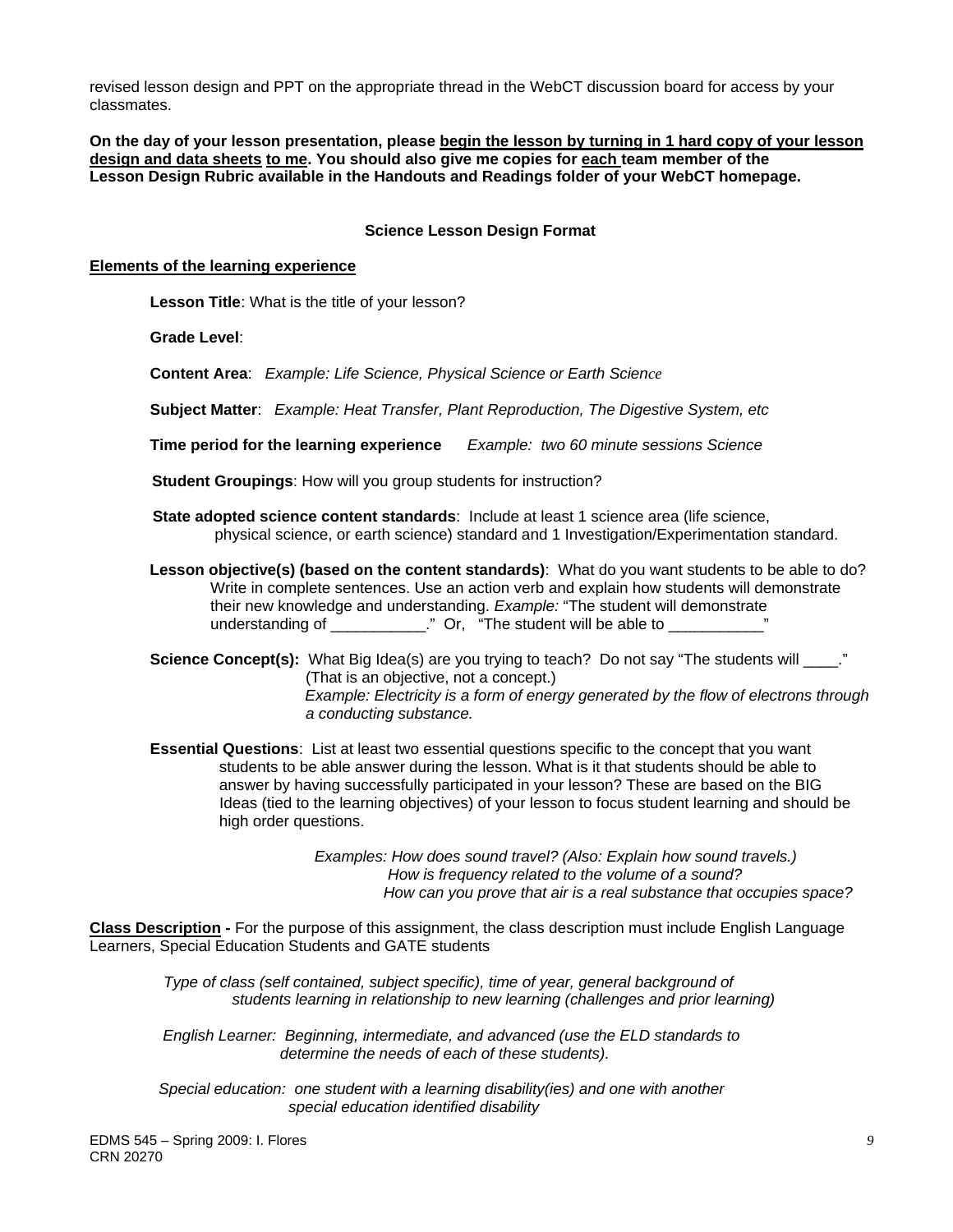revised lesson design and PPT on the appropriate thread in the WebCT discussion board for access by your classmates.

**On the day of your lesson presentation, please <u>begin the lesson by turning in 1 hard copy of your lesson design and data sheets</u> <u>to me</u>. You should also give me copies for <u>each</u> team member of the Lesson Design Rubric available in the Handouts and Readings folder of your WebCT homepage.**

### Science Lesson Design Format

**<u>Elements of the learning experience</u>**

**Lesson Title**: What is the title of your lesson?

**Grade Level**:

**Content Area**: *Example: Life Science, Physical Science or Earth Science*

**Subject Matter**: *Example: Heat Transfer, Plant Reproduction, The Digestive System, etc*

**Time period for the learning experience** *Example: two 60 minute sessions Science*

**Student Groupings**: How will you group students for instruction?

**State adopted science content standards**: Include at least 1 science area (life science, physical science, or earth science) standard and 1 Investigation/Experimentation standard.

**Lesson objective(s) (based on the content standards)**: What do you want students to be able to do? Write in complete sentences. Use an action verb and explain how students will demonstrate their new knowledge and understanding. *Example:* "The student will demonstrate understanding of ___________." Or, "The student will be able to ___________"

**Science Concept(s):** What Big Idea(s) are you trying to teach? Do not say "The students will ____." (That is an objective, not a concept.) *Example: Electricity is a form of energy generated by the flow of electrons through a conducting substance.*

**Essential Questions**: List at least two essential questions specific to the concept that you want students to be able answer during the lesson. What is it that students should be able to answer by having successfully participated in your lesson? These are based on the BIG Ideas (tied to the learning objectives) of your lesson to focus student learning and should be high order questions.

*Examples: How does sound travel? (Also: Explain how sound travels.)*
*How is frequency related to the volume of a sound?*
*How can you prove that air is a real substance that occupies space?*

**<u>Class Description</u> -** For the purpose of this assignment, the class description must include English Language Learners, Special Education Students and GATE students

*Type of class (self contained, subject specific), time of year, general background of students learning in relationship to new learning (challenges and prior learning)*

*English Learner: Beginning, intermediate, and advanced (use the ELD standards to determine the needs of each of these students).*

*Special education: one student with a learning disability(ies) and one with another special education identified disability*

EDMS 545 – Spring 2009: I. Flores
CRN 20270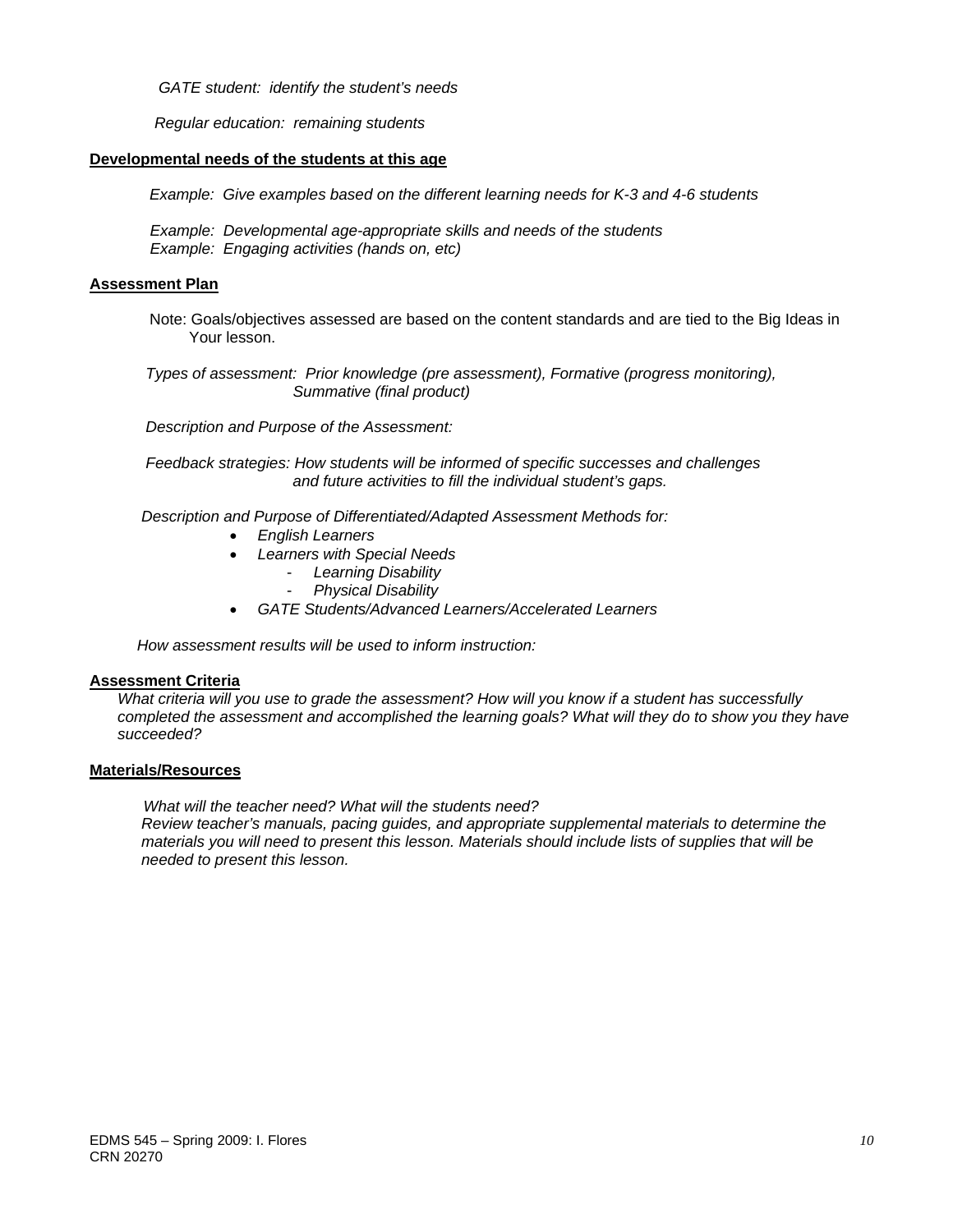*GATE student: identify the student's needs*

*Regular education: remaining students*

**Developmental needs of the students at this age**

*Example: Give examples based on the different learning needs for K-3 and 4-6 students*

*Example: Developmental age-appropriate skills and needs of the students*
*Example: Engaging activities (hands on, etc)*

**Assessment Plan**

Note: Goals/objectives assessed are based on the content standards and are tied to the Big Ideas in Your lesson.

*Types of assessment: Prior knowledge (pre assessment), Formative (progress monitoring), Summative (final product)*

*Description and Purpose of the Assessment:*

*Feedback strategies: How students will be informed of specific successes and challenges and future activities to fill the individual student's gaps.*

*Description and Purpose of Differentiated/Adapted Assessment Methods for:*

- *English Learners*
- *Learners with Special Needs*
  - *Learning Disability*
  - *Physical Disability*
- *GATE Students/Advanced Learners/Accelerated Learners*

*How assessment results will be used to inform instruction:*

**Assessment Criteria**

*What criteria will you use to grade the assessment? How will you know if a student has successfully completed the assessment and accomplished the learning goals? What will they do to show you they have succeeded?*

**Materials/Resources**

*What will the teacher need? What will the students need?*
*Review teacher's manuals, pacing guides, and appropriate supplemental materials to determine the materials you will need to present this lesson. Materials should include lists of supplies that will be needed to present this lesson.*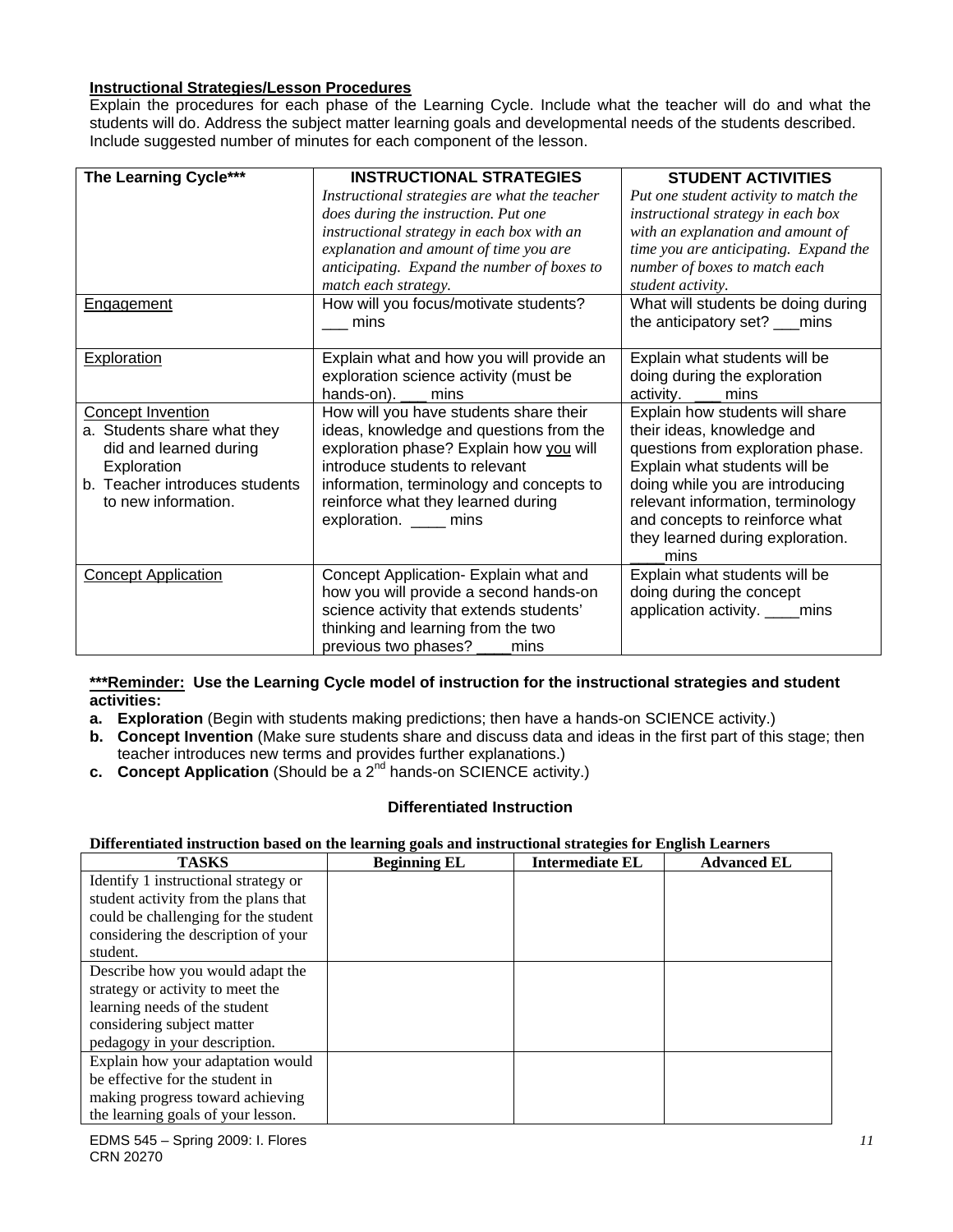**Instructional Strategies/Lesson Procedures**

Explain the procedures for each phase of the Learning Cycle. Include what the teacher will do and what the students will do. Address the subject matter learning goals and developmental needs of the students described. Include suggested number of minutes for each component of the lesson.

| **The Learning Cycle*** ** | **INSTRUCTIONAL STRATEGIES** *Instructional strategies are what the teacher does during the instruction. Put one instructional strategy in each box with an explanation and amount of time you are anticipating. Expand the number of boxes to match each strategy.* | **STUDENT ACTIVITIES** *Put one student activity to match the instructional strategy in each box with an explanation and amount of time you are anticipating. Expand the number of boxes to match each student activity.* |
|---|---|---|
| Engagement | How will you focus/motivate students? ___ mins | What will students be doing during the anticipatory set? ___mins |
| Exploration | Explain what and how you will provide an exploration science activity (must be hands-on). ___ mins | Explain what students will be doing during the exploration activity. ___ mins |
| Concept Invention<br>a. Students share what they did and learned during Exploration<br>b. Teacher introduces students to new information. | How will you have students share their ideas, knowledge and questions from the exploration phase? Explain how you will introduce students to relevant information, terminology and concepts to reinforce what they learned during exploration. ____ mins | Explain how students will share their ideas, knowledge and questions from exploration phase. Explain what students will be doing while you are introducing relevant information, terminology and concepts to reinforce what they learned during exploration. ____mins |
| Concept Application | Concept Application- Explain what and how you will provide a second hands-on science activity that extends students' thinking and learning from the two previous phases? ____mins | Explain what students will be doing during the concept application activity. ____mins |

***Reminder: Use the Learning Cycle model of instruction for the instructional strategies and student activities:**

a. **Exploration** (Begin with students making predictions; then have a hands-on SCIENCE activity.)
b. **Concept Invention** (Make sure students share and discuss data and ideas in the first part of this stage; then teacher introduces new terms and provides further explanations.)
c. **Concept Application** (Should be a 2nd hands-on SCIENCE activity.)

### Differentiated Instruction

**Differentiated instruction based on the learning goals and instructional strategies for English Learners**

| TASKS | Beginning EL | Intermediate EL | Advanced EL |
|---|---|---|---|
| Identify 1 instructional strategy or student activity from the plans that could be challenging for the student considering the description of your student. | | | |
| Describe how you would adapt the strategy or activity to meet the learning needs of the student considering subject matter pedagogy in your description. | | | |
| Explain how your adaptation would be effective for the student in making progress toward achieving the learning goals of your lesson. | | | |

EDMS 545 – Spring 2009: I. Flores
CRN 20270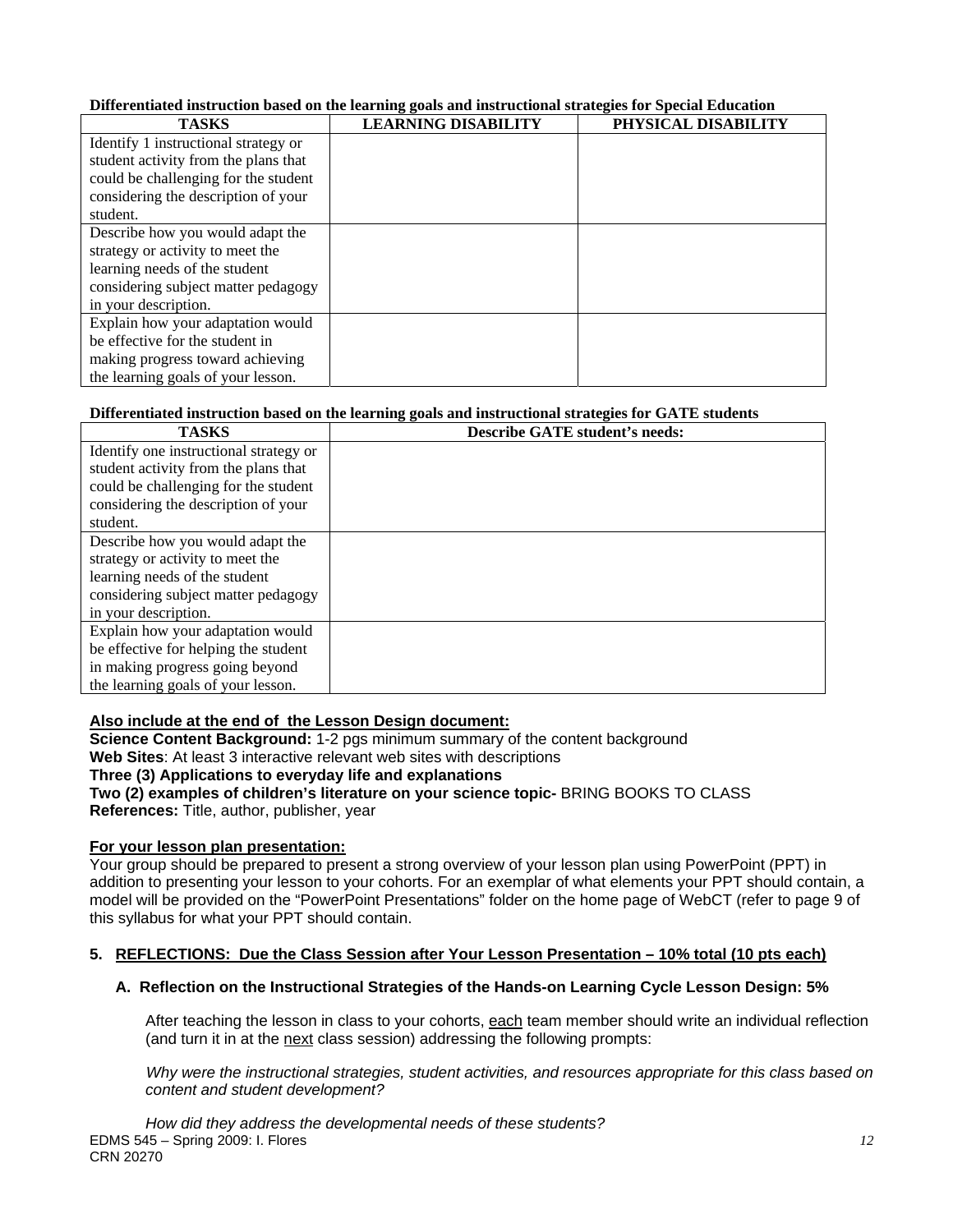**Differentiated instruction based on the learning goals and instructional strategies for Special Education**

| TASKS | LEARNING DISABILITY | PHYSICAL DISABILITY |
| --- | --- | --- |
| Identify 1 instructional strategy or student activity from the plans that could be challenging for the student considering the description of your student. | | |
| Describe how you would adapt the strategy or activity to meet the learning needs of the student considering subject matter pedagogy in your description. | | |
| Explain how your adaptation would be effective for the student in making progress toward achieving the learning goals of your lesson. | | |

**Differentiated instruction based on the learning goals and instructional strategies for GATE students**

| TASKS | Describe GATE student's needs: |
| --- | --- |
| Identify one instructional strategy or student activity from the plans that could be challenging for the student considering the description of your student. | |
| Describe how you would adapt the strategy or activity to meet the learning needs of the student considering subject matter pedagogy in your description. | |
| Explain how your adaptation would be effective for helping the student in making progress going beyond the learning goals of your lesson. | |

**Also include at the end of the Lesson Design document:**

**Science Content Background:** 1-2 pgs minimum summary of the content background
**Web Sites**: At least 3 interactive relevant web sites with descriptions
**Three (3) Applications to everyday life and explanations**
**Two (2) examples of children's literature on your science topic-** BRING BOOKS TO CLASS
**References:** Title, author, publisher, year

**For your lesson plan presentation:**

Your group should be prepared to present a strong overview of your lesson plan using PowerPoint (PPT) in addition to presenting your lesson to your cohorts. For an exemplar of what elements your PPT should contain, a model will be provided on the "PowerPoint Presentations" folder on the home page of WebCT (refer to page 9 of this syllabus for what your PPT should contain.

## 5. REFLECTIONS: Due the Class Session after Your Lesson Presentation – 10% total (10 pts each)

### A. Reflection on the Instructional Strategies of the Hands-on Learning Cycle Lesson Design: 5%

After teaching the lesson in class to your cohorts, each team member should write an individual reflection (and turn it in at the next class session) addressing the following prompts:

*Why were the instructional strategies, student activities, and resources appropriate for this class based on content and student development?*

*How did they address the developmental needs of these students?*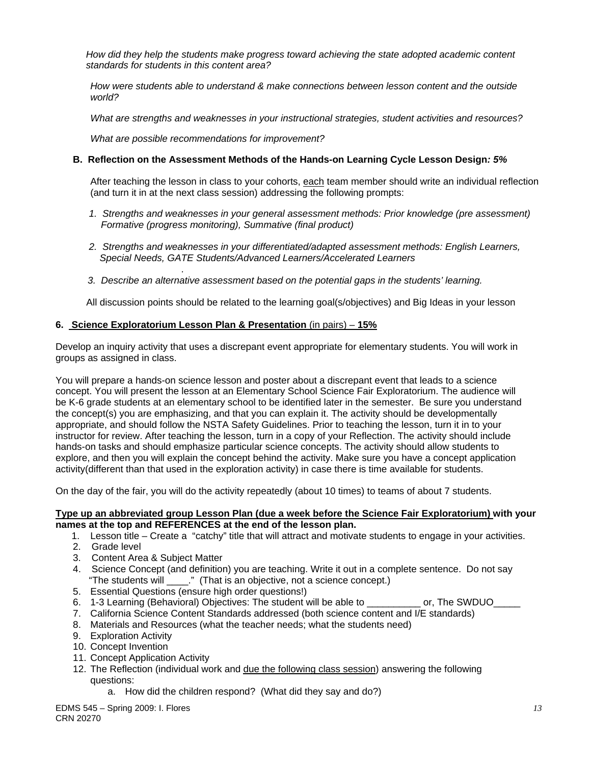*How did they help the students make progress toward achieving the state adopted academic content standards for students in this content area?*

*How were students able to understand & make connections between lesson content and the outside world?*

*What are strengths and weaknesses in your instructional strategies, student activities and resources?*

*What are possible recommendations for improvement?*

**B. Reflection on the Assessment Methods of the Hands-on Learning Cycle Lesson Design*: 5%***

After teaching the lesson in class to your cohorts, each team member should write an individual reflection (and turn it in at the next class session) addressing the following prompts:

1. *Strengths and weaknesses in your general assessment methods: Prior knowledge (pre assessment) Formative (progress monitoring), Summative (final product)*
2. *Strengths and weaknesses in your differentiated/adapted assessment methods: English Learners, Special Needs, GATE Students/Advanced Learners/Accelerated Learners*
3. *Describe an alternative assessment based on the potential gaps in the students' learning.*

All discussion points should be related to the learning goal(s/objectives) and Big Ideas in your lesson

**6. Science Exploratorium Lesson Plan & Presentation** (in pairs) – **15%**

Develop an inquiry activity that uses a discrepant event appropriate for elementary students. You will work in groups as assigned in class.

You will prepare a hands-on science lesson and poster about a discrepant event that leads to a science concept. You will present the lesson at an Elementary School Science Fair Exploratorium. The audience will be K-6 grade students at an elementary school to be identified later in the semester. Be sure you understand the concept(s) you are emphasizing, and that you can explain it. The activity should be developmentally appropriate, and should follow the NSTA Safety Guidelines. Prior to teaching the lesson, turn it in to your instructor for review. After teaching the lesson, turn in a copy of your Reflection. The activity should include hands-on tasks and should emphasize particular science concepts. The activity should allow students to explore, and then you will explain the concept behind the activity. Make sure you have a concept application activity(different than that used in the exploration activity) in case there is time available for students.

On the day of the fair, you will do the activity repeatedly (about 10 times) to teams of about 7 students.

**Type up an abbreviated group Lesson Plan (due a week before the Science Fair Exploratorium) with your names at the top and REFERENCES at the end of the lesson plan.**

1. Lesson title – Create a "catchy" title that will attract and motivate students to engage in your activities.
2. Grade level
3. Content Area & Subject Matter
4. Science Concept (and definition) you are teaching. Write it out in a complete sentence. Do not say "The students will ____." (That is an objective, not a science concept.)
5. Essential Questions (ensure high order questions!)
6. 1-3 Learning (Behavioral) Objectives: The student will be able to __________ or, The SWDUO_____
7. California Science Content Standards addressed (both science content and I/E standards)
8. Materials and Resources (what the teacher needs; what the students need)
9. Exploration Activity
10. Concept Invention
11. Concept Application Activity
12. The Reflection (individual work and due the following class session) answering the following questions:
    a. How did the children respond? (What did they say and do?)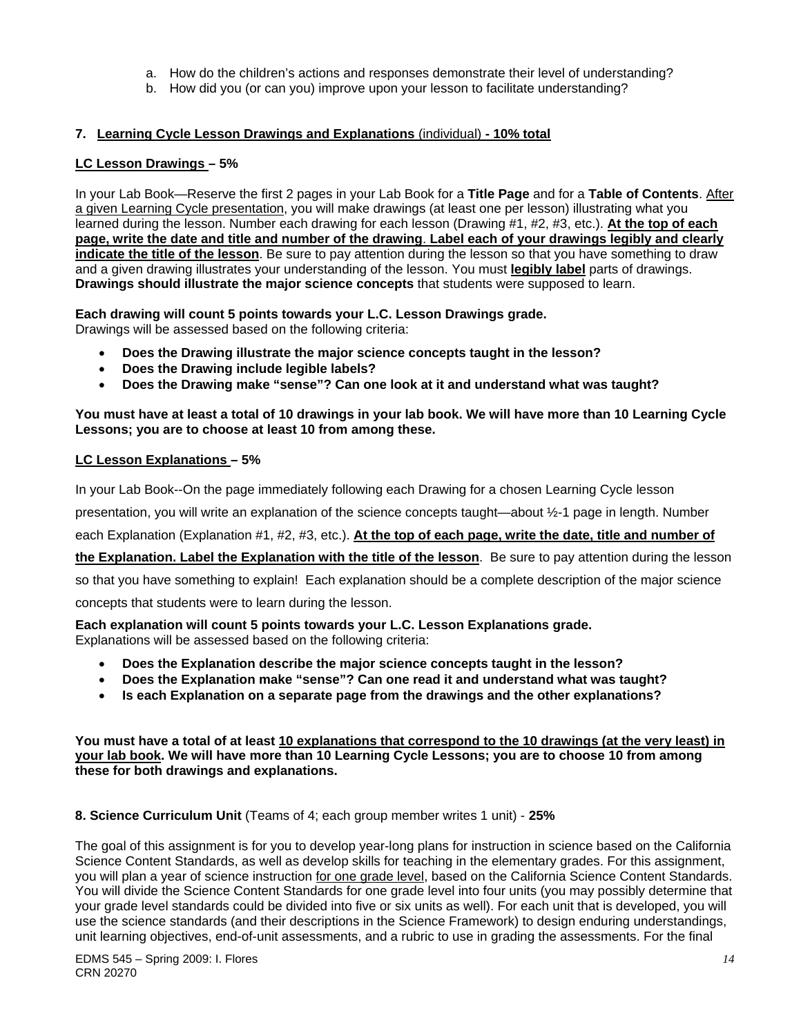a. How do the children's actions and responses demonstrate their level of understanding?
b. How did you (or can you) improve upon your lesson to facilitate understanding?

**7. Learning Cycle Lesson Drawings and Explanations** (individual) **- 10% total**

**LC Lesson Drawings – 5%**

In your Lab Book—Reserve the first 2 pages in your Lab Book for a **Title Page** and for a **Table of Contents**. After a given Learning Cycle presentation, you will make drawings (at least one per lesson) illustrating what you learned during the lesson. Number each drawing for each lesson (Drawing #1, #2, #3, etc.). **At the top of each page, write the date and title and number of the drawing**. **Label each of your drawings legibly and clearly indicate the title of the lesson**. Be sure to pay attention during the lesson so that you have something to draw and a given drawing illustrates your understanding of the lesson. You must **legibly label** parts of drawings. **Drawings should illustrate the major science concepts** that students were supposed to learn.

**Each drawing will count 5 points towards your L.C. Lesson Drawings grade.**
Drawings will be assessed based on the following criteria:

- **Does the Drawing illustrate the major science concepts taught in the lesson?**
- **Does the Drawing include legible labels?**
- **Does the Drawing make "sense"? Can one look at it and understand what was taught?**

**You must have at least a total of 10 drawings in your lab book. We will have more than 10 Learning Cycle Lessons; you are to choose at least 10 from among these.**

**LC Lesson Explanations – 5%**

In your Lab Book--On the page immediately following each Drawing for a chosen Learning Cycle lesson presentation, you will write an explanation of the science concepts taught—about ½-1 page in length. Number each Explanation (Explanation #1, #2, #3, etc.). **At the top of each page, write the date, title and number of the Explanation. Label the Explanation with the title of the lesson**. Be sure to pay attention during the lesson so that you have something to explain! Each explanation should be a complete description of the major science concepts that students were to learn during the lesson.

**Each explanation will count 5 points towards your L.C. Lesson Explanations grade.**
Explanations will be assessed based on the following criteria:

- **Does the Explanation describe the major science concepts taught in the lesson?**
- **Does the Explanation make "sense"? Can one read it and understand what was taught?**
- **Is each Explanation on a separate page from the drawings and the other explanations?**

**You must have a total of at least 10 explanations that correspond to the 10 drawings (at the very least) in your lab book. We will have more than 10 Learning Cycle Lessons; you are to choose 10 from among these for both drawings and explanations.**

**8. Science Curriculum Unit** (Teams of 4; each group member writes 1 unit) - **25%**

The goal of this assignment is for you to develop year-long plans for instruction in science based on the California Science Content Standards, as well as develop skills for teaching in the elementary grades. For this assignment, you will plan a year of science instruction for one grade level, based on the California Science Content Standards. You will divide the Science Content Standards for one grade level into four units (you may possibly determine that your grade level standards could be divided into five or six units as well). For each unit that is developed, you will use the science standards (and their descriptions in the Science Framework) to design enduring understandings, unit learning objectives, end-of-unit assessments, and a rubric to use in grading the assessments. For the final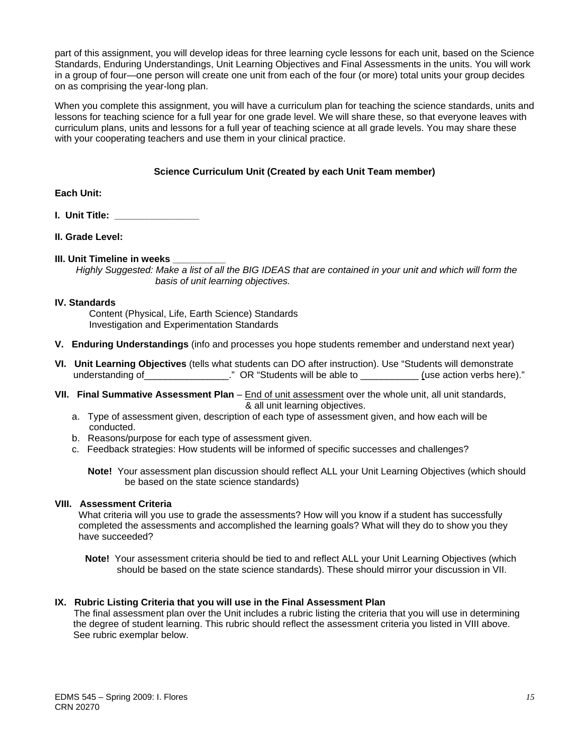part of this assignment, you will develop ideas for three learning cycle lessons for each unit, based on the Science Standards, Enduring Understandings, Unit Learning Objectives and Final Assessments in the units. You will work in a group of four—one person will create one unit from each of the four (or more) total units your group decides on as comprising the year-long plan.

When you complete this assignment, you will have a curriculum plan for teaching the science standards, units and lessons for teaching science for a full year for one grade level. We will share these, so that everyone leaves with curriculum plans, units and lessons for a full year of teaching science at all grade levels. You may share these with your cooperating teachers and use them in your clinical practice.

**Science Curriculum Unit (Created by each Unit Team member)**

**Each Unit:**

**I. Unit Title: _______________**

**II. Grade Level:**

**III. Unit Timeline in weeks _________**

*Highly Suggested: Make a list of all the BIG IDEAS that are contained in your unit and which will form the basis of unit learning objectives.*

**IV. Standards**

Content (Physical, Life, Earth Science) Standards
Investigation and Experimentation Standards

**V. Enduring Understandings** (info and processes you hope students remember and understand next year)

**VI. Unit Learning Objectives** (tells what students can DO after instruction). Use "Students will demonstrate understanding of________________." OR "Students will be able to ___________ (use action verbs here)."

**VII. Final Summative Assessment Plan** – End of unit assessment over the whole unit, all unit standards, & all unit learning objectives.

a. Type of assessment given, description of each type of assessment given, and how each will be conducted.
b. Reasons/purpose for each type of assessment given.
c. Feedback strategies: How students will be informed of specific successes and challenges?

**Note!** Your assessment plan discussion should reflect ALL your Unit Learning Objectives (which should be based on the state science standards)

**VIII. Assessment Criteria**

What criteria will you use to grade the assessments? How will you know if a student has successfully completed the assessments and accomplished the learning goals? What will they do to show you they have succeeded?

**Note!** Your assessment criteria should be tied to and reflect ALL your Unit Learning Objectives (which should be based on the state science standards). These should mirror your discussion in VII.

**IX. Rubric Listing Criteria that you will use in the Final Assessment Plan**

The final assessment plan over the Unit includes a rubric listing the criteria that you will use in determining the degree of student learning. This rubric should reflect the assessment criteria you listed in VIII above. See rubric exemplar below.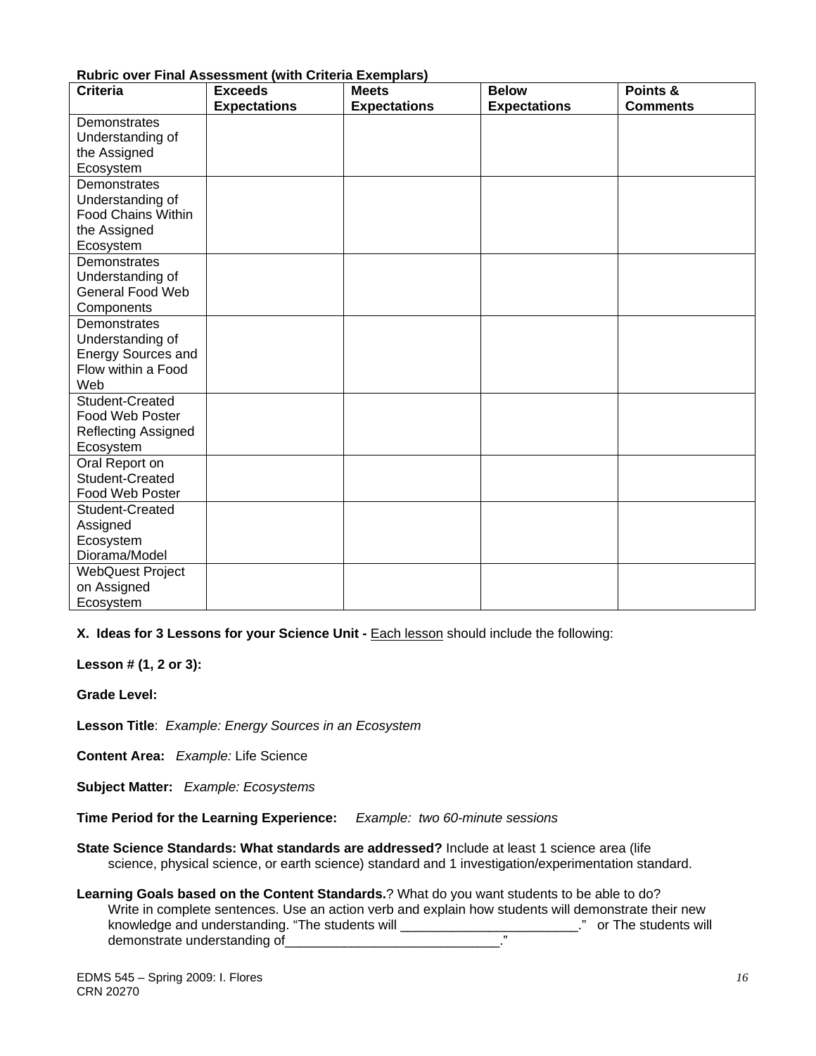**Rubric over Final Assessment (with Criteria Exemplars)**

| Criteria | Exceeds Expectations | Meets Expectations | Below Expectations | Points & Comments |
|---|---|---|---|---|
| Demonstrates Understanding of the Assigned Ecosystem | | | | |
| Demonstrates Understanding of Food Chains Within the Assigned Ecosystem | | | | |
| Demonstrates Understanding of General Food Web Components | | | | |
| Demonstrates Understanding of Energy Sources and Flow within a Food Web | | | | |
| Student-Created Food Web Poster Reflecting Assigned Ecosystem | | | | |
| Oral Report on Student-Created Food Web Poster | | | | |
| Student-Created Assigned Ecosystem Diorama/Model | | | | |
| WebQuest Project on Assigned Ecosystem | | | | |

**X. Ideas for 3 Lessons for your Science Unit -** Each lesson should include the following:

**Lesson # (1, 2 or 3):**

**Grade Level:**

**Lesson Title**: *Example: Energy Sources in an Ecosystem*

**Content Area:** *Example:* Life Science

**Subject Matter:** *Example: Ecosystems*

**Time Period for the Learning Experience:** *Example: two 60-minute sessions*

**State Science Standards: What standards are addressed?** Include at least 1 science area (life science, physical science, or earth science) standard and 1 investigation/experimentation standard.

**Learning Goals based on the Content Standards.**? What do you want students to be able to do? Write in complete sentences. Use an action verb and explain how students will demonstrate their new knowledge and understanding. "The students will ________________________." or The students will demonstrate understanding of_____________________________."

EDMS 545 – Spring 2009: I. Flores
CRN 20270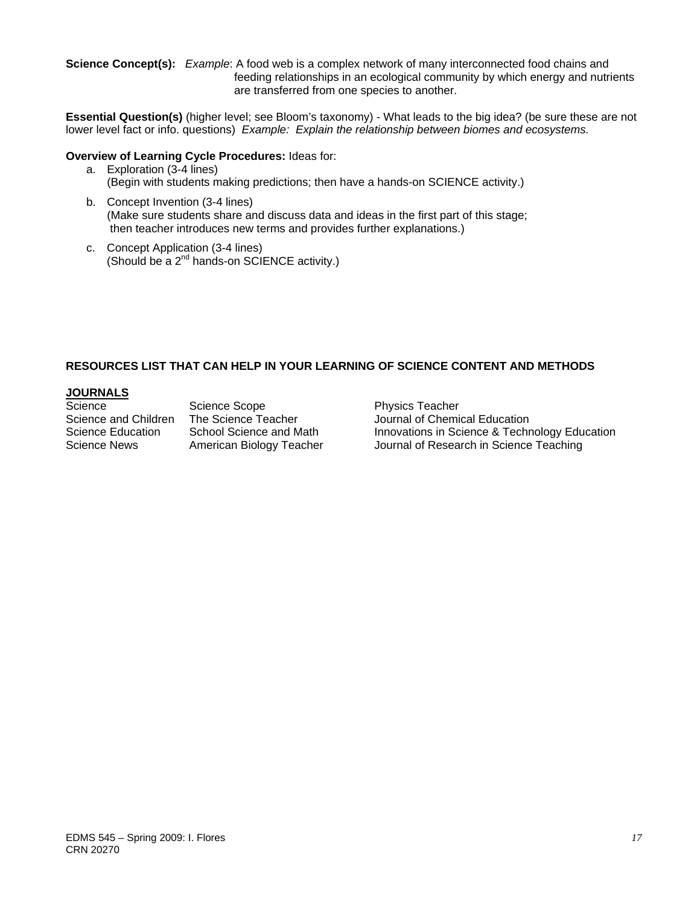**Science Concept(s):** *Example*: A food web is a complex network of many interconnected food chains and feeding relationships in an ecological community by which energy and nutrients are transferred from one species to another.

**Essential Question(s)** (higher level; see Bloom's taxonomy) - What leads to the big idea? (be sure these are not lower level fact or info. questions) *Example: Explain the relationship between biomes and ecosystems.*

**Overview of Learning Cycle Procedures:** Ideas for:

a. Exploration (3-4 lines)
   (Begin with students making predictions; then have a hands-on SCIENCE activity.)

b. Concept Invention (3-4 lines)
   (Make sure students share and discuss data and ideas in the first part of this stage; then teacher introduces new terms and provides further explanations.)

c. Concept Application (3-4 lines)
   (Should be a 2nd hands-on SCIENCE activity.)

## RESOURCES LIST THAT CAN HELP IN YOUR LEARNING OF SCIENCE CONTENT AND METHODS

### JOURNALS

| | | |
|---|---|---|
| Science | Science Scope | Physics Teacher |
| Science and Children | The Science Teacher | Journal of Chemical Education |
| Science Education | School Science and Math | Innovations in Science & Technology Education |
| Science News | American Biology Teacher | Journal of Research in Science Teaching |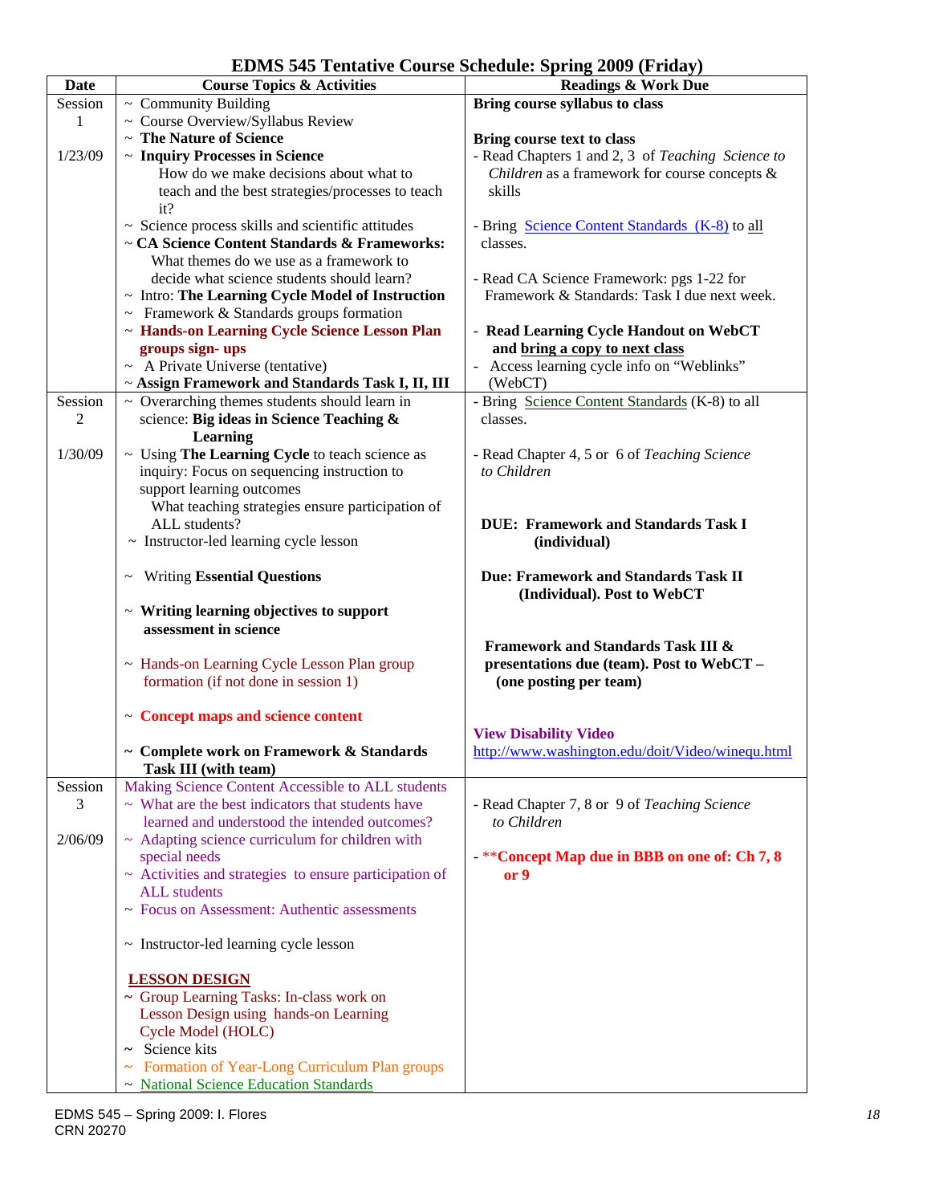# EDMS 545 Tentative Course Schedule: Spring 2009 (Friday)

| Date | Course Topics & Activities | Readings & Work Due |
|---|---|---|
| Session 1<br><br>1/23/09 | ~ Community Building<br>~ Course Overview/Syllabus Review<br>~ **The Nature of Science**<br>~ **Inquiry Processes in Science**<br>How do we make decisions about what to teach and the best strategies/processes to teach it?<br>~ Science process skills and scientific attitudes<br>~ **CA Science Content Standards & Frameworks:** What themes do we use as a framework to decide what science students should learn?<br>~ Intro: **The Learning Cycle Model of Instruction**<br>~ Framework & Standards groups formation<br>~ **Hands-on Learning Cycle Science Lesson Plan groups sign- ups**<br>~ A Private Universe (tentative)<br>~ **Assign Framework and Standards Task I, II, III** | **Bring course syllabus to class**<br><br>**Bring course text to class**<br>- Read Chapters 1 and 2, 3 of *Teaching Science to Children* as a framework for course concepts & skills<br><br>- Bring Science Content Standards (K-8) to all classes.<br><br>- Read CA Science Framework: pgs 1-22 for Framework & Standards: Task I due next week.<br><br>- **Read Learning Cycle Handout on WebCT and bring a copy to next class**<br>- Access learning cycle info on "Weblinks" (WebCT) |
| Session 2<br><br>1/30/09 | ~ Overarching themes students should learn in science: **Big ideas in Science Teaching & Learning**<br>~ Using **The Learning Cycle** to teach science as inquiry: Focus on sequencing instruction to support learning outcomes<br>What teaching strategies ensure participation of ALL students?<br>~ Instructor-led learning cycle lesson<br><br>~ Writing **Essential Questions**<br><br>~ **Writing learning objectives to support assessment in science**<br><br>~ Hands-on Learning Cycle Lesson Plan group formation (if not done in session 1)<br><br>~ **Concept maps and science content**<br><br>~ **Complete work on Framework & Standards Task III (with team)** | - Bring Science Content Standards (K-8) to all classes.<br><br>- Read Chapter 4, 5 or 6 of *Teaching Science to Children*<br><br>**DUE: Framework and Standards Task I (individual)**<br><br>**Due: Framework and Standards Task II (Individual). Post to WebCT**<br><br>**Framework and Standards Task III & presentations due (team). Post to WebCT – (one posting per team)**<br><br>**View Disability Video**<br>http://www.washington.edu/doit/Video/winequ.html |
| Session 3<br><br>2/06/09 | Making Science Content Accessible to ALL students<br>~ What are the best indicators that students have learned and understood the intended outcomes?<br>~ Adapting science curriculum for children with special needs<br>~ Activities and strategies to ensure participation of ALL students<br>~ Focus on Assessment: Authentic assessments<br><br>~ Instructor-led learning cycle lesson<br><br>**LESSON DESIGN**<br>~ Group Learning Tasks: In-class work on Lesson Design using hands-on Learning Cycle Model (HOLC)<br>~ Science kits<br>~ Formation of Year-Long Curriculum Plan groups<br>~ National Science Education Standards | - Read Chapter 7, 8 or 9 of *Teaching Science to Children*<br><br>- ****Concept Map due in BBB on one of: Ch 7, 8 or 9** |

EDMS 545 – Spring 2009: I. Flores
CRN 20270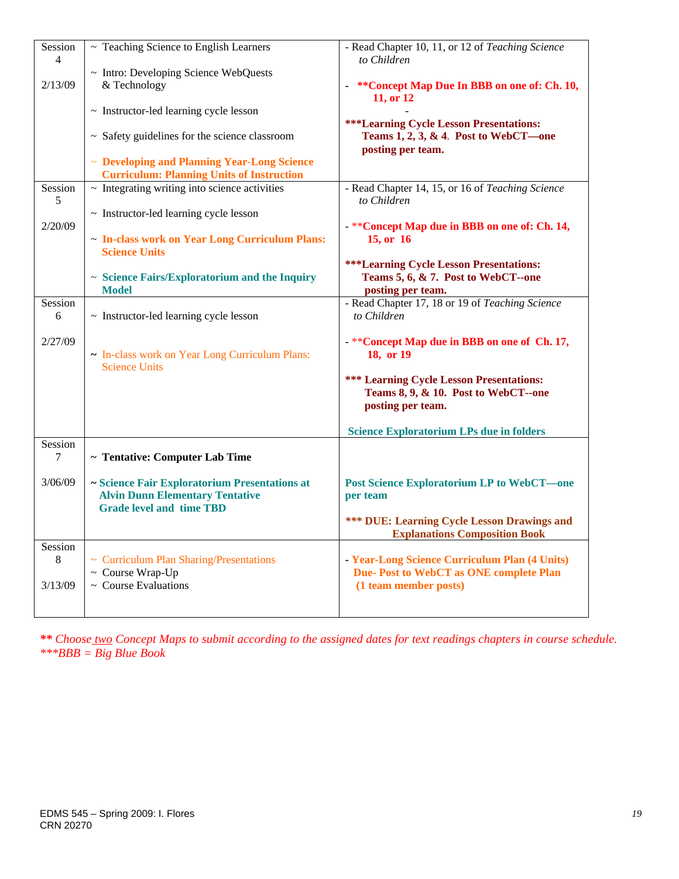| Session 4<br><br>2/13/09 | ~ Teaching Science to English Learners<br><br>~ Intro: Developing Science WebQuests & Technology<br><br>~ Instructor-led learning cycle lesson<br><br>~ Safety guidelines for the science classroom<br><br>~ **Developing and Planning Year-Long Science Curriculum: Planning Units of Instruction** | - Read Chapter 10, 11, or 12 of *Teaching Science to Children*<br><br>- **\*\*Concept Map Due In BBB on one of: Ch. 10, 11, or 12**<br><br>-<br><br>**\*\*\*Learning Cycle Lesson Presentations: Teams 1, 2, 3, & 4. Post to WebCT—one posting per team.** |
|---|---|---|
| Session 5<br><br>2/20/09 | ~ Integrating writing into science activities<br><br>~ Instructor-led learning cycle lesson<br><br>~ **In-class work on Year Long Curriculum Plans: Science Units**<br><br>~ **Science Fairs/Exploratorium and the Inquiry Model** | - Read Chapter 14, 15, or 16 of *Teaching Science to Children*<br><br>- \*\***Concept Map due in BBB on one of: Ch. 14, 15, or 16**<br><br>**\*\*\*Learning Cycle Lesson Presentations: Teams 5, 6, & 7. Post to WebCT--one posting per team.** |
| Session 6<br><br>2/27/09 | ~ Instructor-led learning cycle lesson<br><br>~ In-class work on Year Long Curriculum Plans: Science Units | - Read Chapter 17, 18 or 19 of *Teaching Science to Children*<br><br>- \*\***Concept Map due in BBB on one of Ch. 17, 18, or 19**<br><br>**\*\*\* Learning Cycle Lesson Presentations: Teams 8, 9, & 10. Post to WebCT--one posting per team.**<br><br>**Science Exploratorium LPs due in folders** |
| Session 7<br><br>3/06/09 | **~ Tentative: Computer Lab Time**<br><br>**~ Science Fair Exploratorium Presentations at Alvin Dunn Elementary Tentative Grade level and time TBD** | **Post Science Exploratorium LP to WebCT—one per team**<br><br>**\*\*\* DUE: Learning Cycle Lesson Drawings and Explanations Composition Book** |
| Session 8<br><br>3/13/09 | ~ Curriculum Plan Sharing/Presentations<br>~ Course Wrap-Up<br>~ Course Evaluations | - **Year-Long Science Curriculum Plan (4 Units) Due- Post to WebCT as ONE complete Plan (1 team member posts)** |

***\*\* Choose** two Concept Maps to submit according to the assigned dates for text readings chapters in course schedule.*
*\*\*\*BBB = Big Blue Book*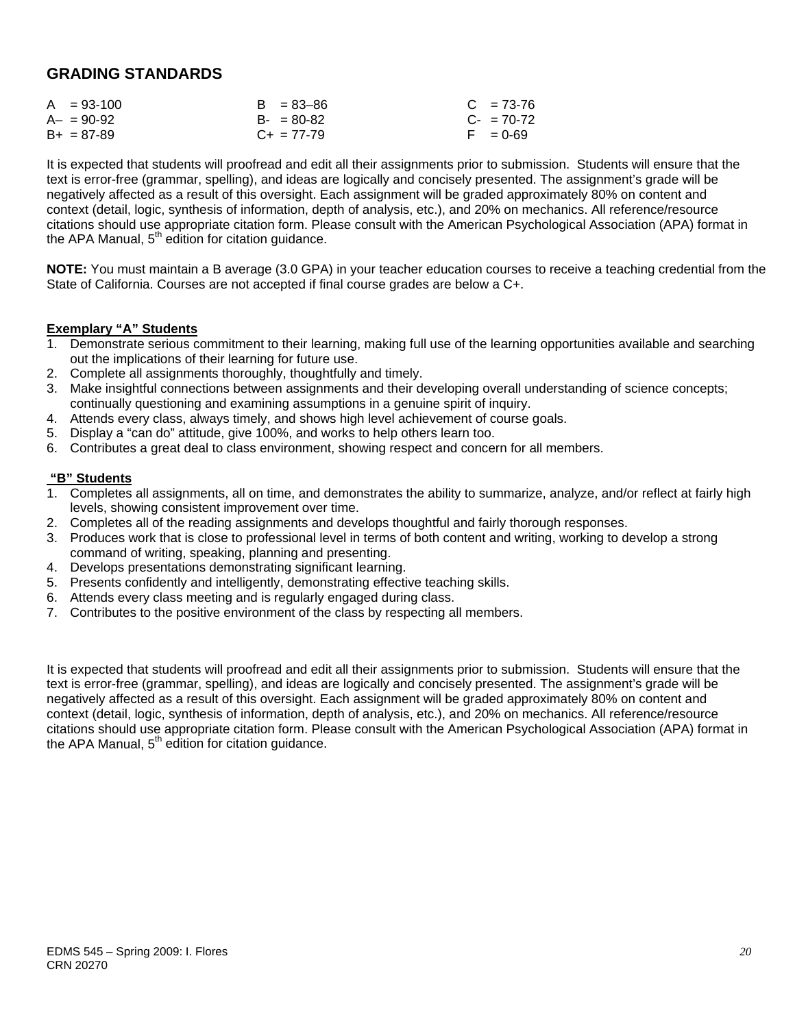## GRADING STANDARDS

| | | |
|---|---|---|
| A = 93-100 | B = 83–86 | C = 73-76 |
| A– = 90-92 | B- = 80-82 | C- = 70-72 |
| B+ = 87-89 | C+ = 77-79 | F = 0-69 |

It is expected that students will proofread and edit all their assignments prior to submission. Students will ensure that the text is error-free (grammar, spelling), and ideas are logically and concisely presented. The assignment's grade will be negatively affected as a result of this oversight. Each assignment will be graded approximately 80% on content and context (detail, logic, synthesis of information, depth of analysis, etc.), and 20% on mechanics. All reference/resource citations should use appropriate citation form. Please consult with the American Psychological Association (APA) format in the APA Manual, 5th edition for citation guidance.

**NOTE:** You must maintain a B average (3.0 GPA) in your teacher education courses to receive a teaching credential from the State of California. Courses are not accepted if final course grades are below a C+.

**Exemplary "A" Students**

1. Demonstrate serious commitment to their learning, making full use of the learning opportunities available and searching out the implications of their learning for future use.
2. Complete all assignments thoroughly, thoughtfully and timely.
3. Make insightful connections between assignments and their developing overall understanding of science concepts; continually questioning and examining assumptions in a genuine spirit of inquiry.
4. Attends every class, always timely, and shows high level achievement of course goals.
5. Display a "can do" attitude, give 100%, and works to help others learn too.
6. Contributes a great deal to class environment, showing respect and concern for all members.

**"B" Students**

1. Completes all assignments, all on time, and demonstrates the ability to summarize, analyze, and/or reflect at fairly high levels, showing consistent improvement over time.
2. Completes all of the reading assignments and develops thoughtful and fairly thorough responses.
3. Produces work that is close to professional level in terms of both content and writing, working to develop a strong command of writing, speaking, planning and presenting.
4. Develops presentations demonstrating significant learning.
5. Presents confidently and intelligently, demonstrating effective teaching skills.
6. Attends every class meeting and is regularly engaged during class.
7. Contributes to the positive environment of the class by respecting all members.

It is expected that students will proofread and edit all their assignments prior to submission. Students will ensure that the text is error-free (grammar, spelling), and ideas are logically and concisely presented. The assignment's grade will be negatively affected as a result of this oversight. Each assignment will be graded approximately 80% on content and context (detail, logic, synthesis of information, depth of analysis, etc.), and 20% on mechanics. All reference/resource citations should use appropriate citation form. Please consult with the American Psychological Association (APA) format in the APA Manual, 5th edition for citation guidance.